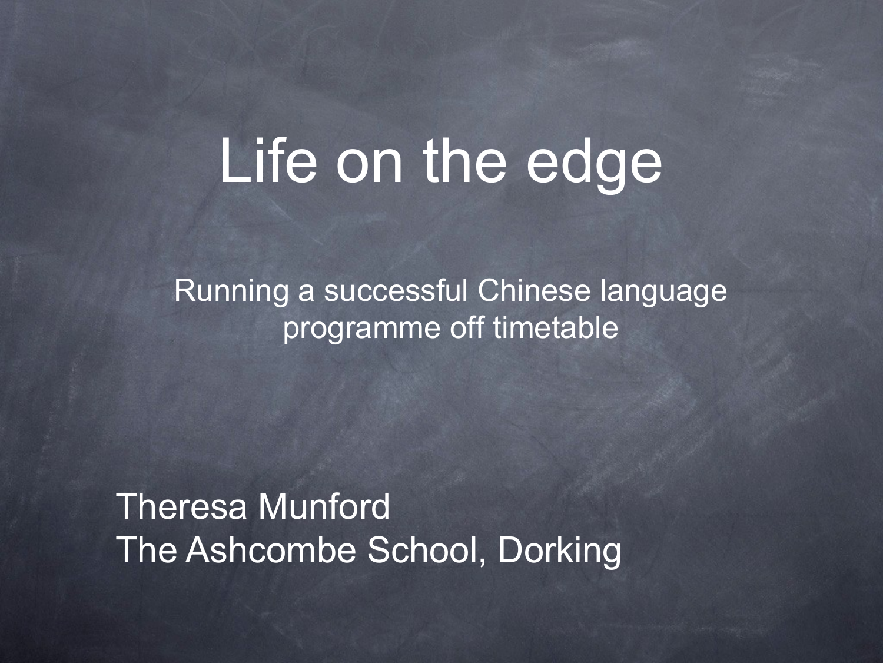# Life on the edge

Running a successful Chinese language programme off timetable

Theresa Munford
The Ashcombe School, Dorking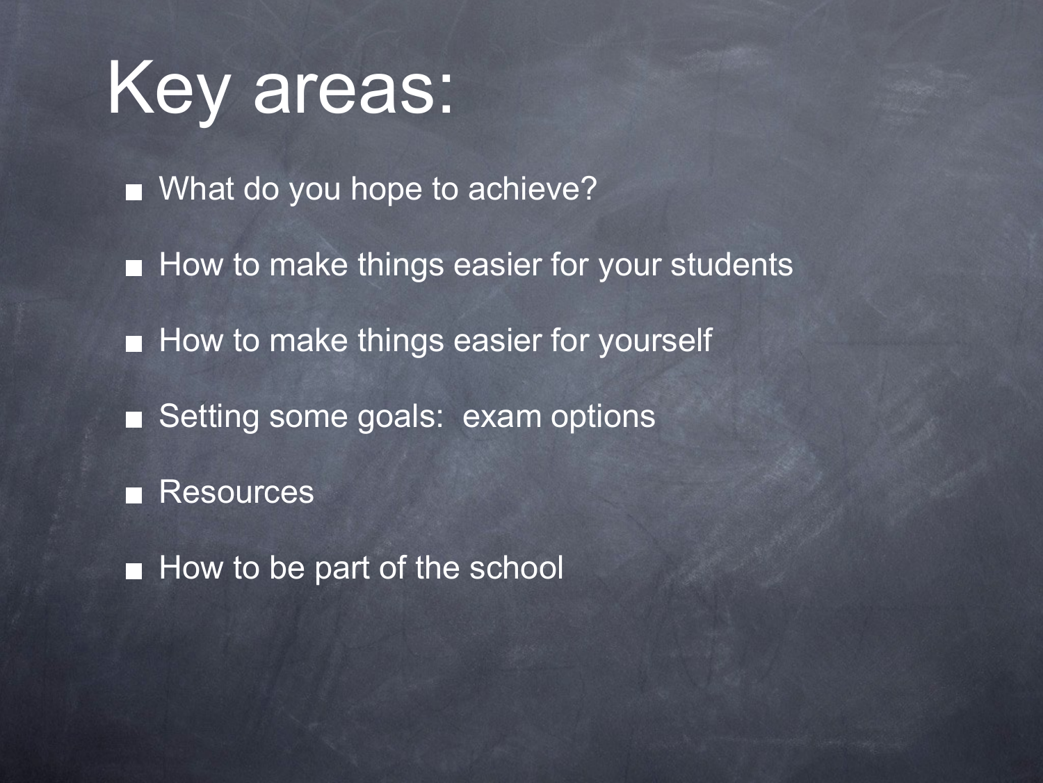# Key areas:

- What do you hope to achieve?
- How to make things easier for your students
- How to make things easier for yourself
- Setting some goals:  exam options
- Resources
- How to be part of the school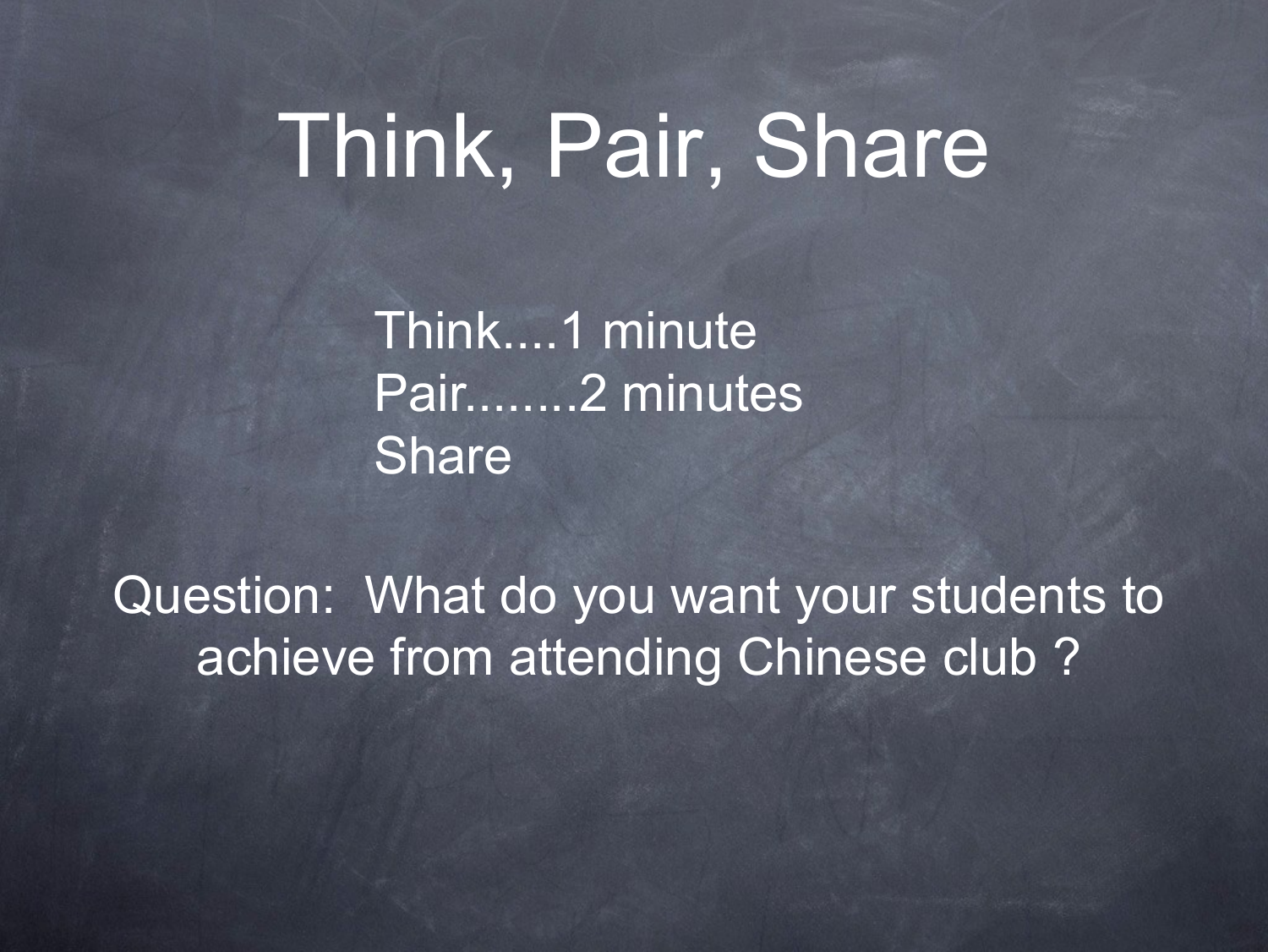# Think, Pair, Share

Think....1 minute
Pair........2 minutes
Share

Question: What do you want your students to achieve from attending Chinese club ?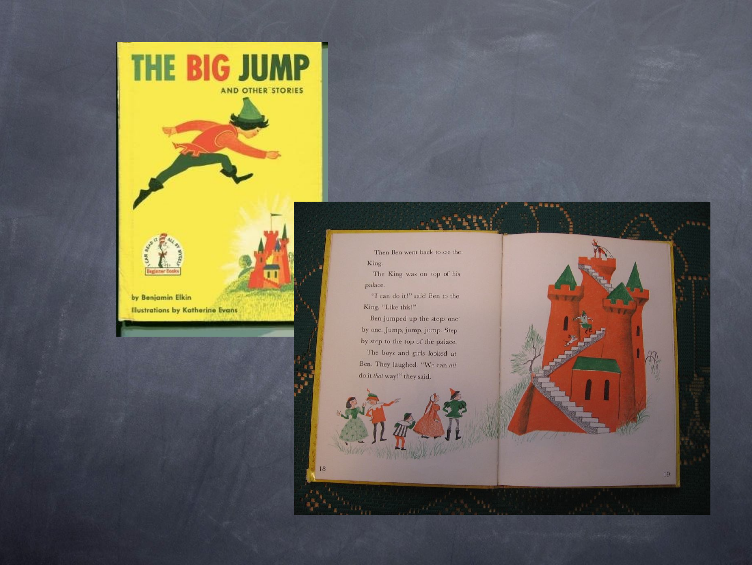# THE BIG JUMP

AND OTHER STORIES

by Benjamin Elkin

Illustrations by Katherine Evans

Then Ben went back to see the King.

The King was on top of his palace.

"I can do it!" said Ben to the King. "Like this!"

Ben jumped up the steps one by one. Jump, jump, jump. Step by step to the top of the palace.

The boys and girls looked at Ben. They laughed. "We can *all* do it *that* way!" they said.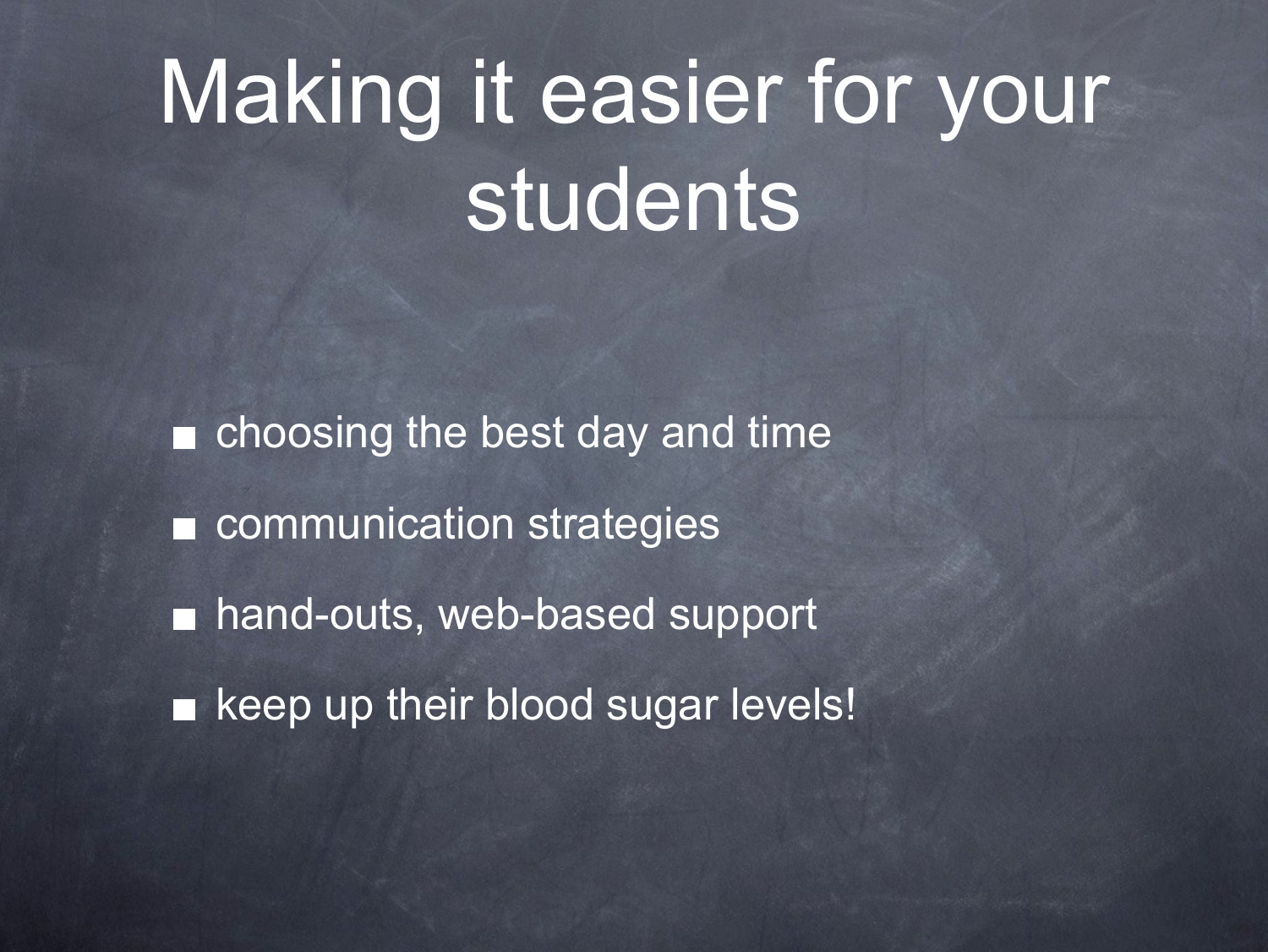# Making it easier for your students

- choosing the best day and time
- communication strategies
- hand-outs, web-based support
- keep up their blood sugar levels!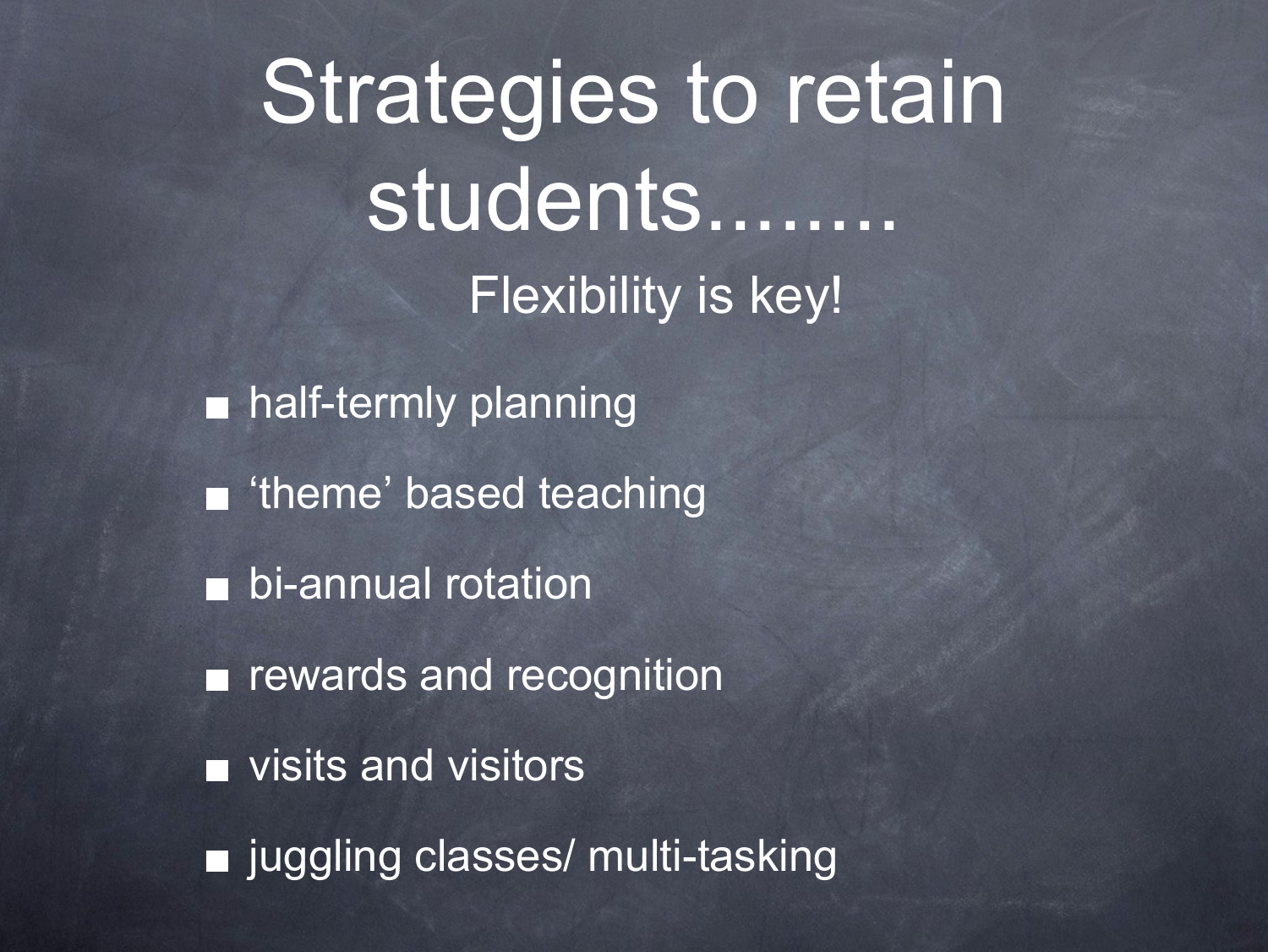# Strategies to retain students........

Flexibility is key!

- half-termly planning
- ‘theme’ based teaching
- bi-annual rotation
- rewards and recognition
- visits and visitors
- juggling classes/ multi-tasking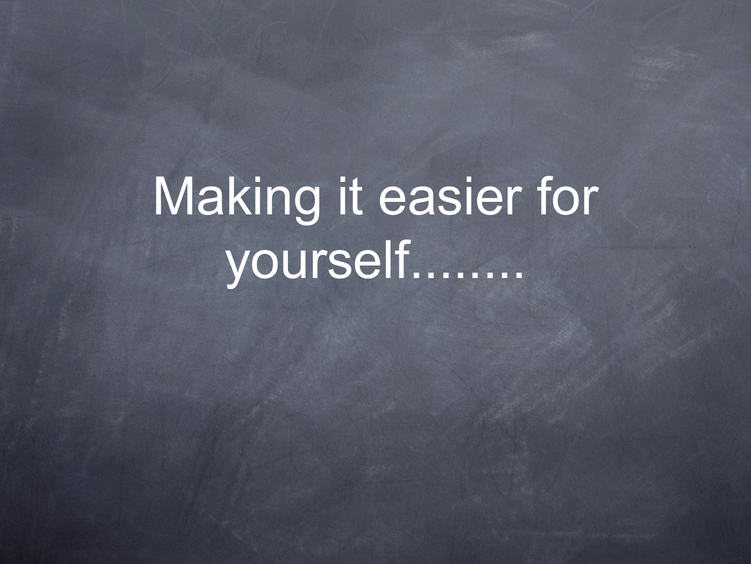# Making it easier for yourself........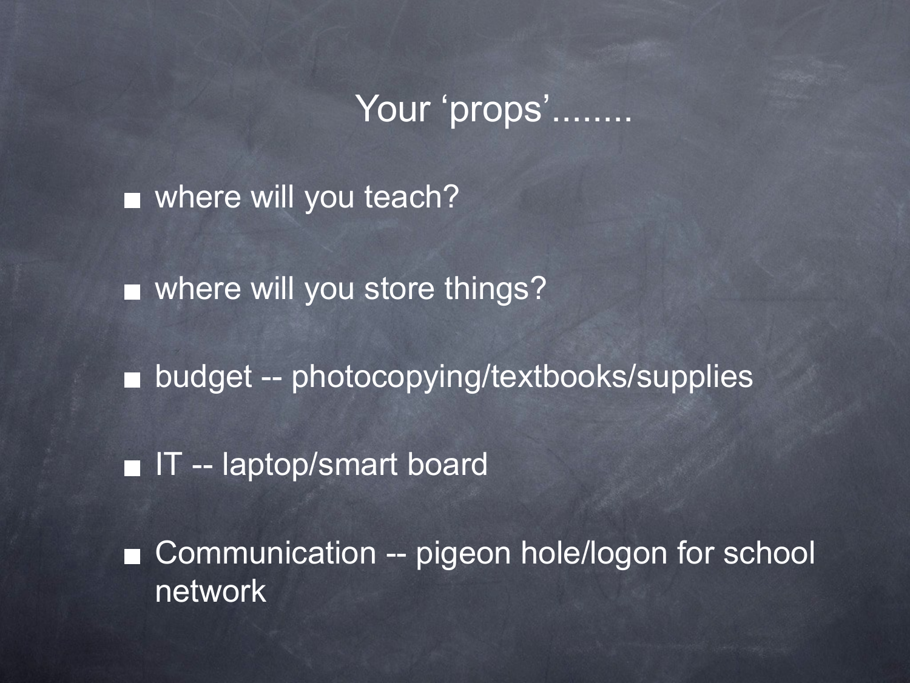# Your ‘props’........

- where will you teach?
- where will you store things?
- budget -- photocopying/textbooks/supplies
- IT -- laptop/smart board
- Communication -- pigeon hole/logon for school network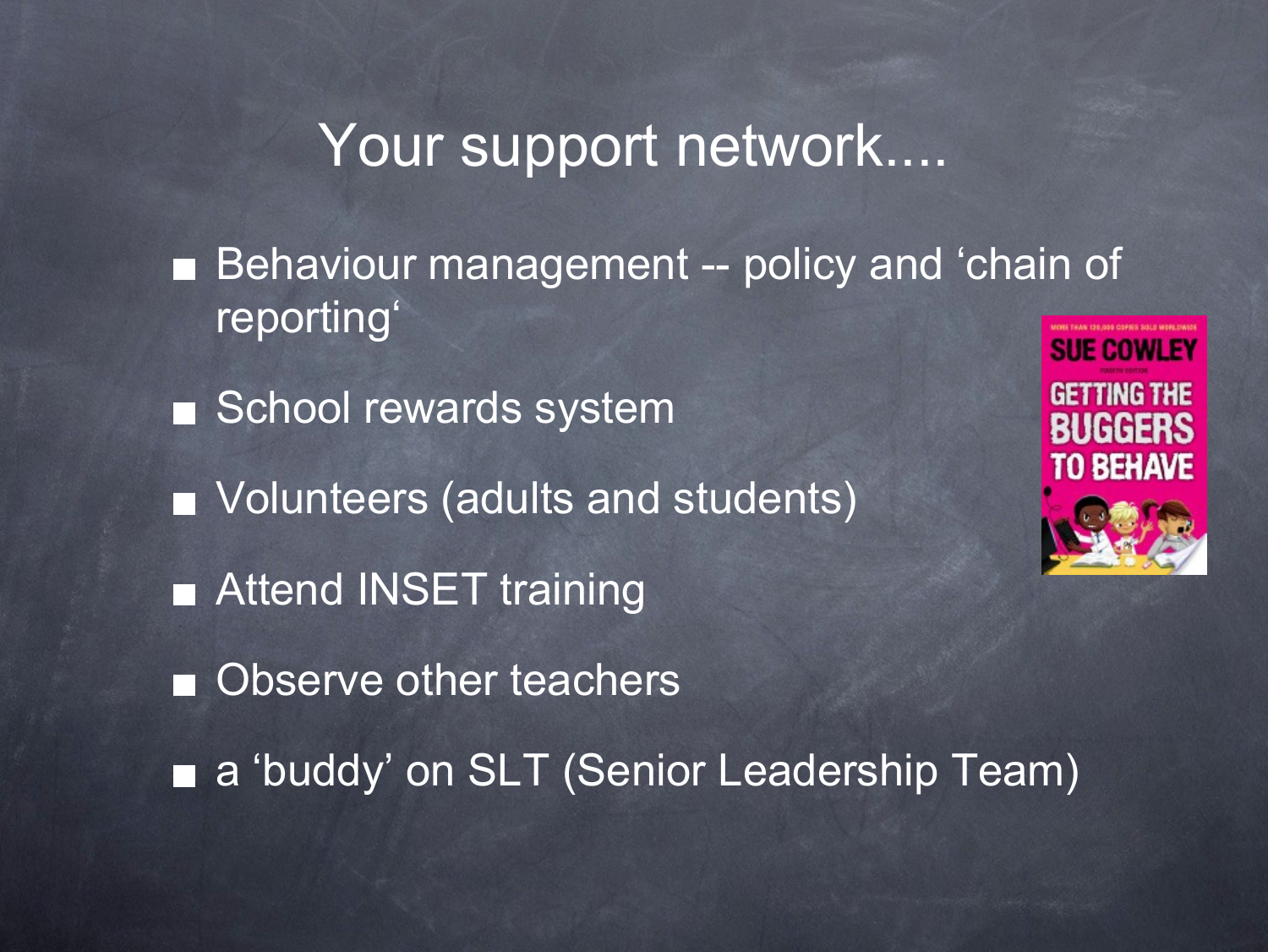# Your support network....

- Behaviour management -- policy and ‘chain of reporting‘
- School rewards system
- Volunteers (adults and students)
- Attend INSET training
- Observe other teachers
- a ‘buddy’ on SLT (Senior Leadership Team)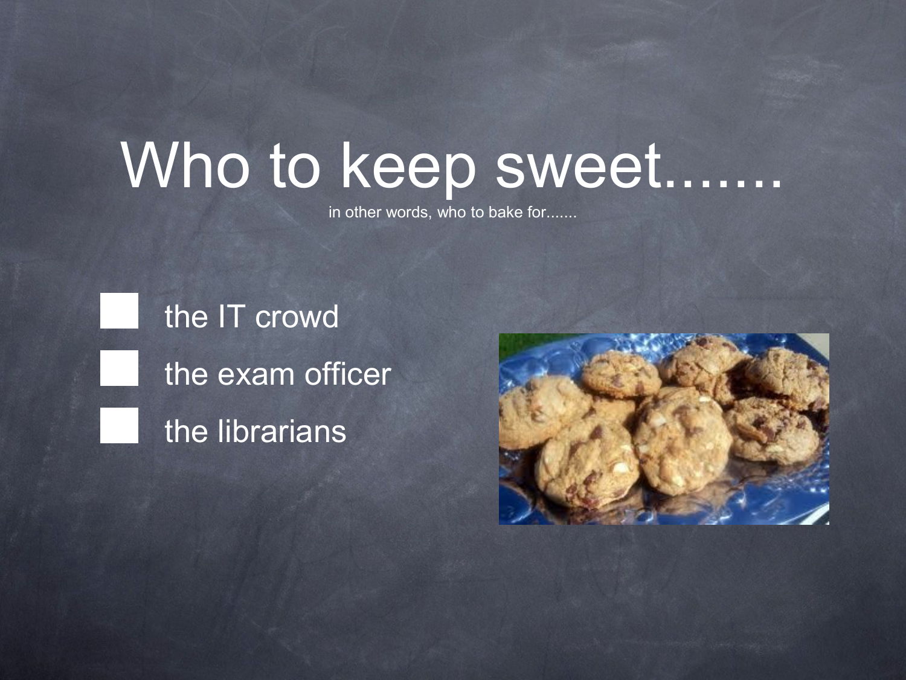# Who to keep sweet.......

in other words, who to bake for.......

- [ ] the IT crowd
- [ ] the exam officer
- [ ] the librarians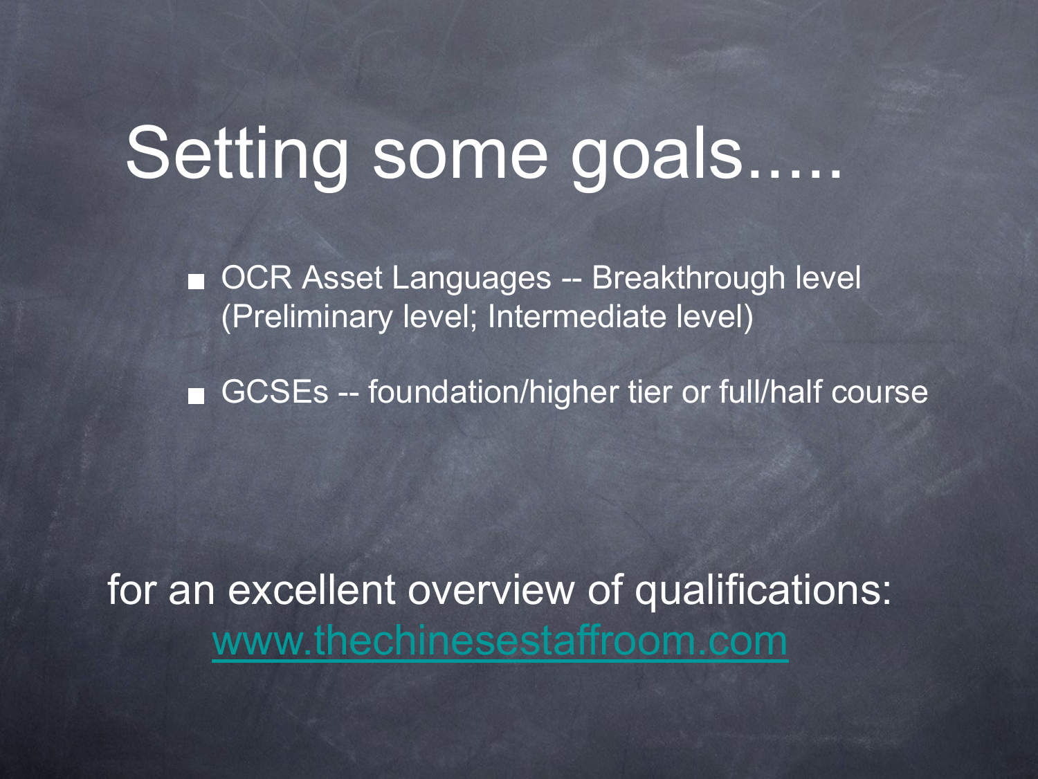# Setting some goals.....

- OCR Asset Languages -- Breakthrough level (Preliminary level; Intermediate level)
- GCSEs -- foundation/higher tier or full/half course

for an excellent overview of qualifications: [www.thechinesestaffroom.com](http://www.thechinesestaffroom.com)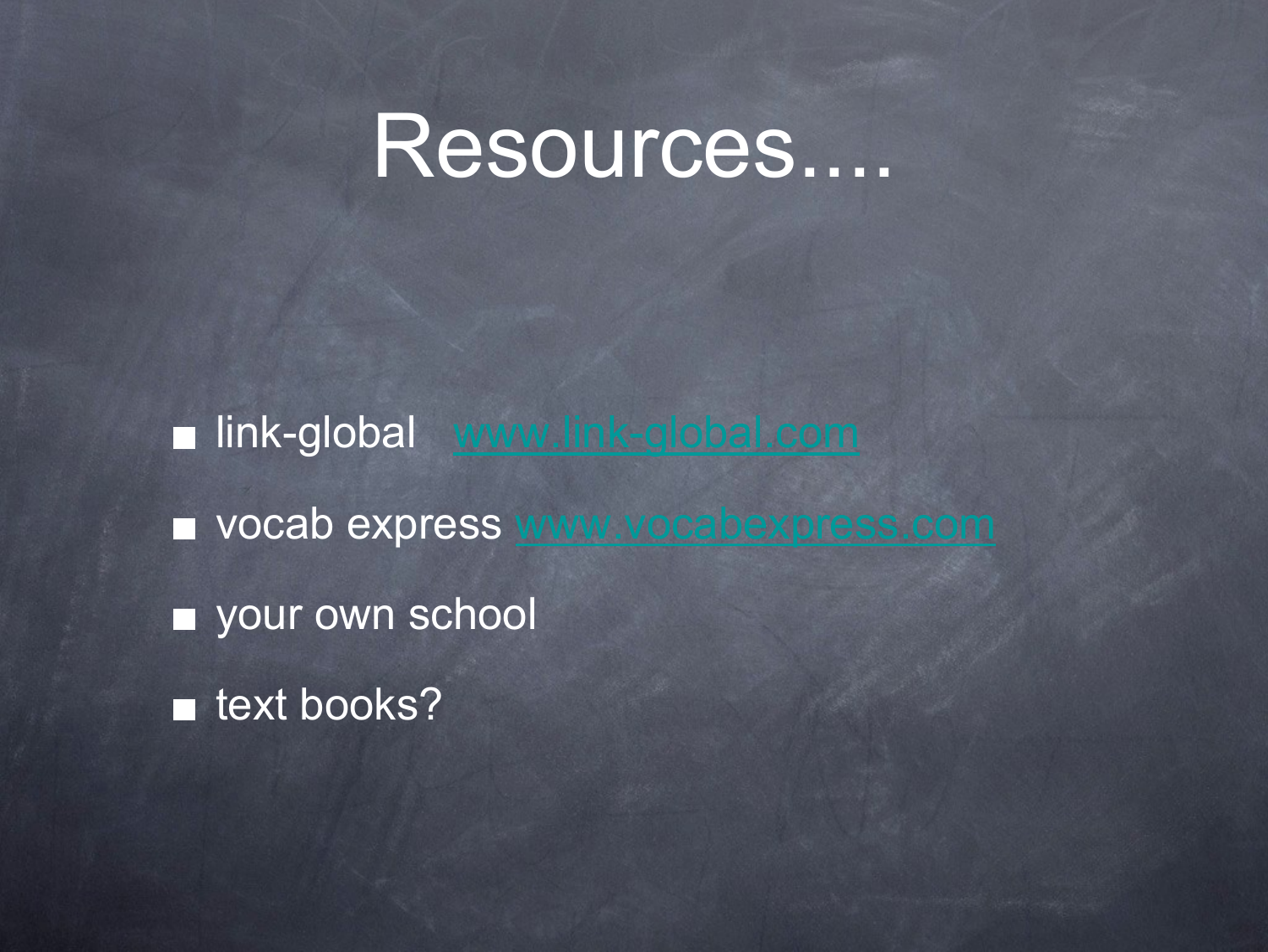# Resources....

- link-global [www.link-global.com](http://www.link-global.com)
- vocab express [www.vocabexpress.com](http://www.vocabexpress.com)
- your own school
- text books?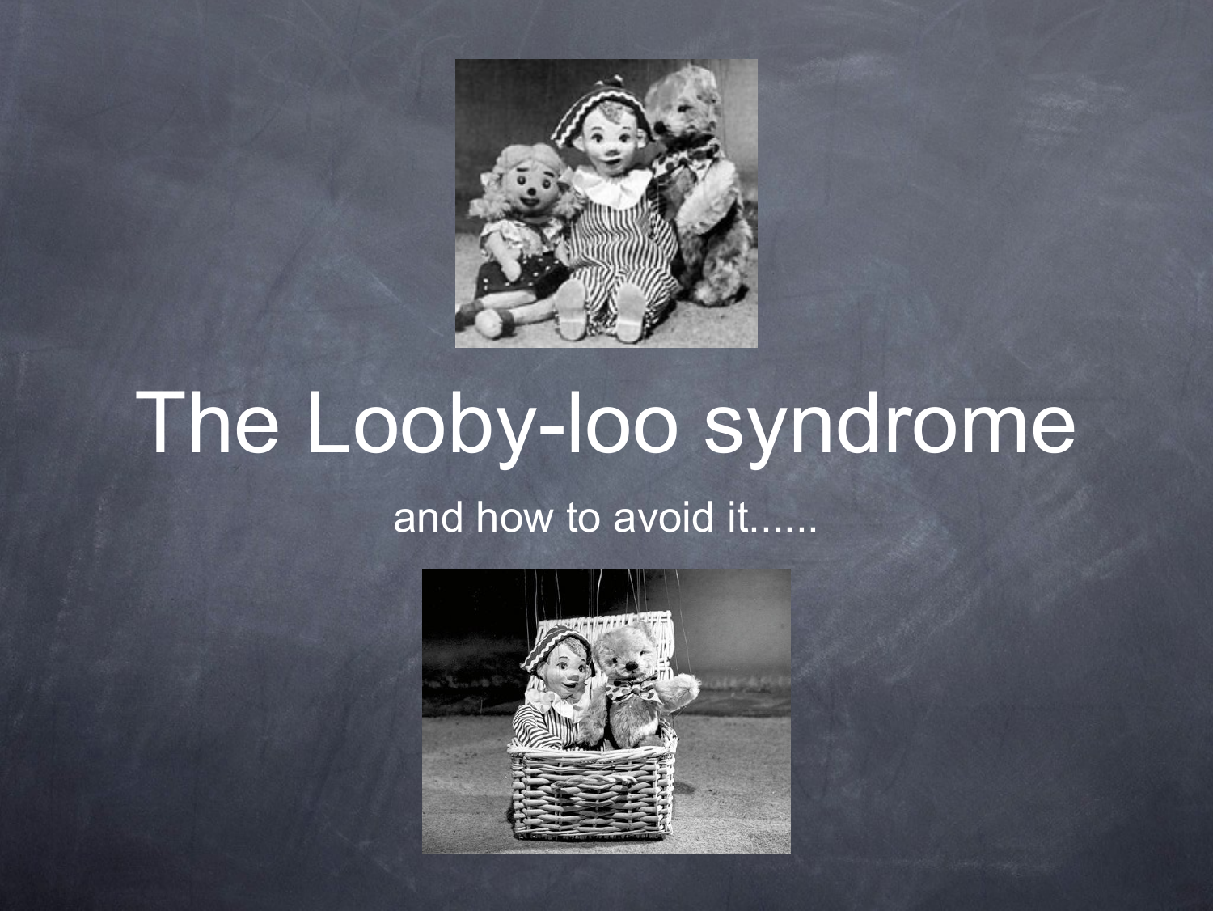# The Looby-loo syndrome

and how to avoid it......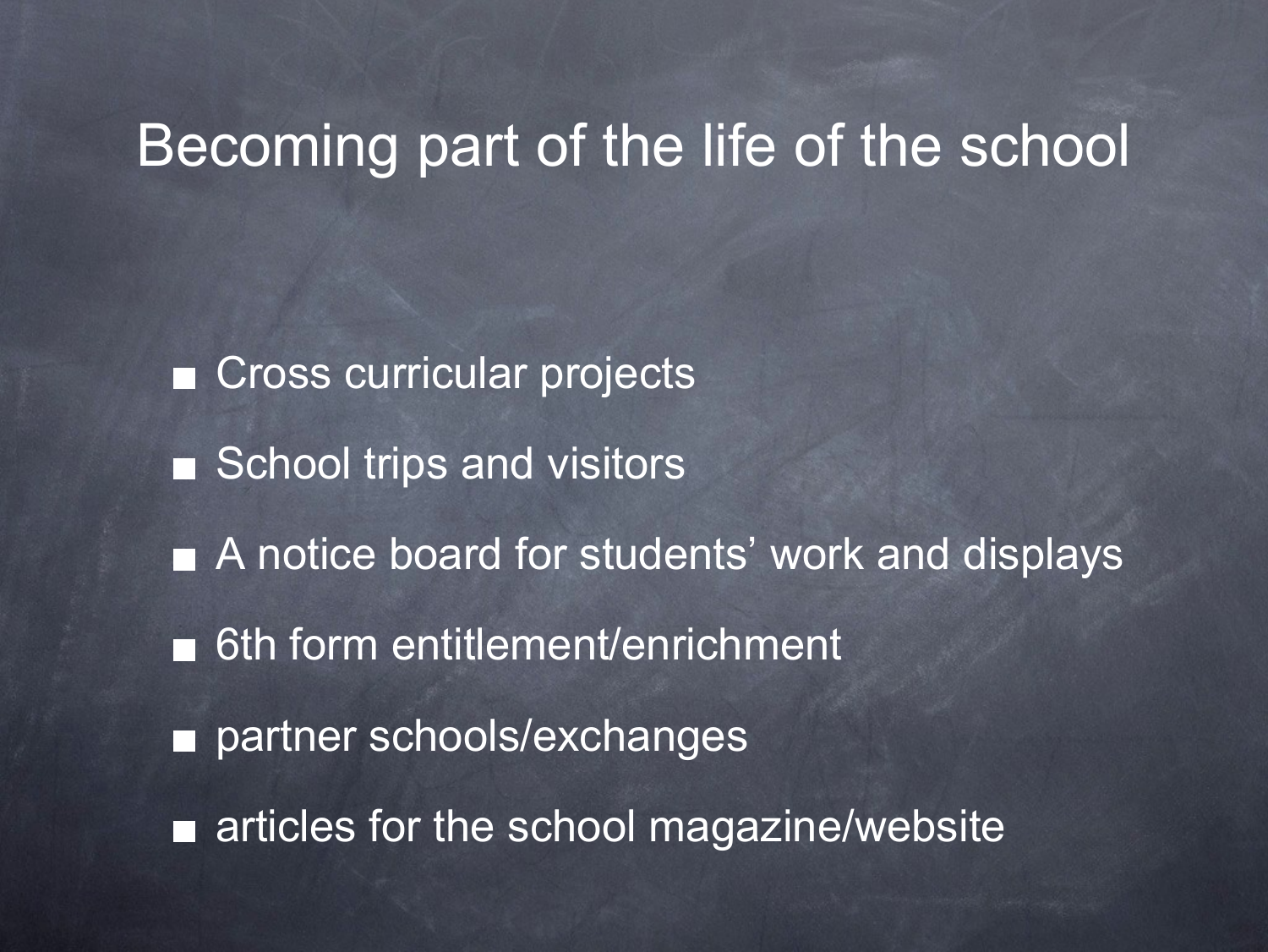# Becoming part of the life of the school

- Cross curricular projects
- School trips and visitors
- A notice board for students' work and displays
- 6th form entitlement/enrichment
- partner schools/exchanges
- articles for the school magazine/website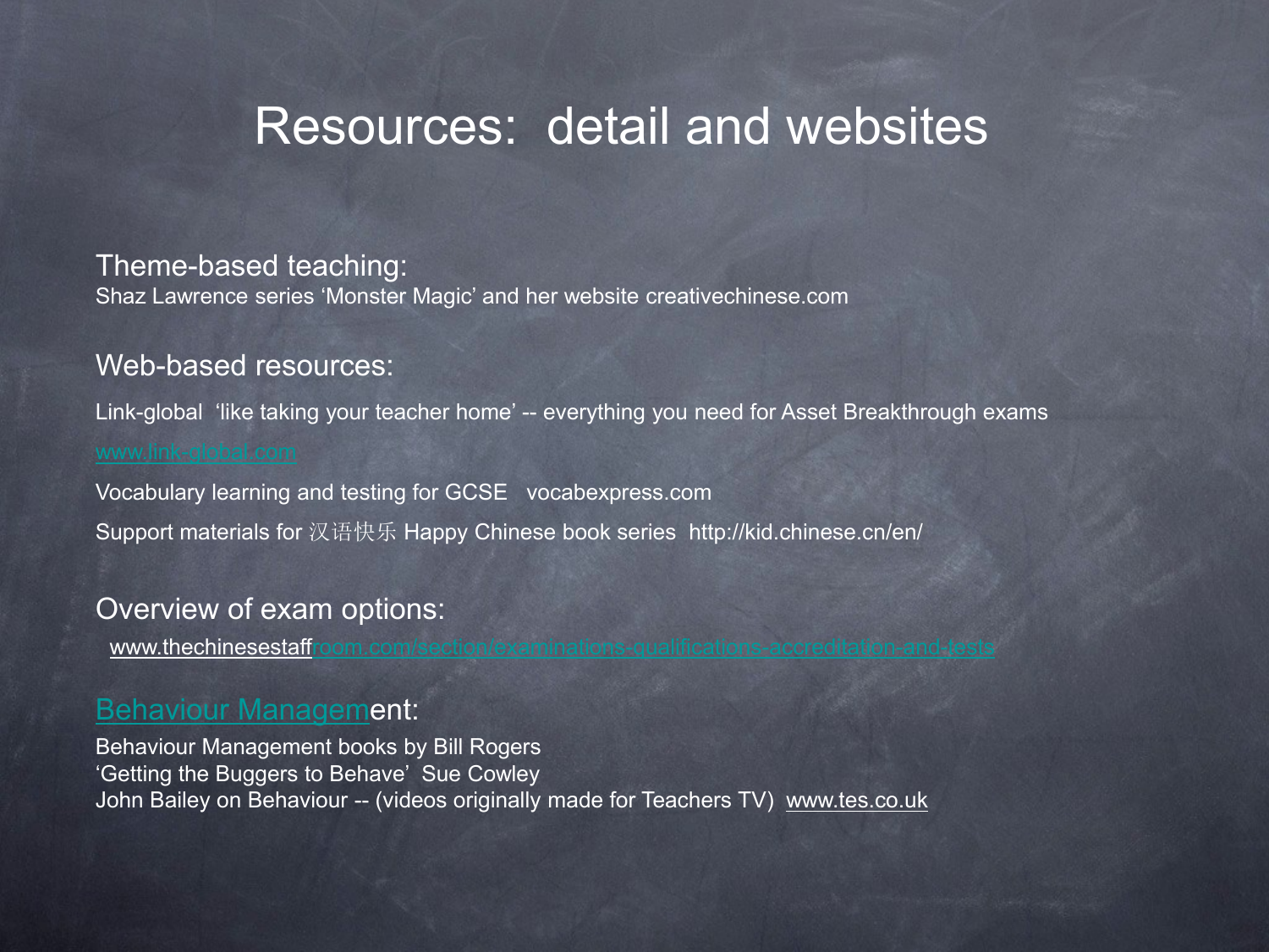# Resources: detail and websites

## Theme-based teaching:

Shaz Lawrence series 'Monster Magic' and her website creativechinese.com

## Web-based resources:

Link-global 'like taking your teacher home' -- everything you need for Asset Breakthrough exams

www.link-global.com

Vocabulary learning and testing for GCSE vocabexpress.com

Support materials for 汉语快乐 Happy Chinese book series http://kid.chinese.cn/en/

## Overview of exam options:

www.thechinesestaffroom.com/section/examinations-qualifications-accreditation-and-tests

## Behaviour Management:

Behaviour Management books by Bill Rogers
'Getting the Buggers to Behave' Sue Cowley
John Bailey on Behaviour -- (videos originally made for Teachers TV) www.tes.co.uk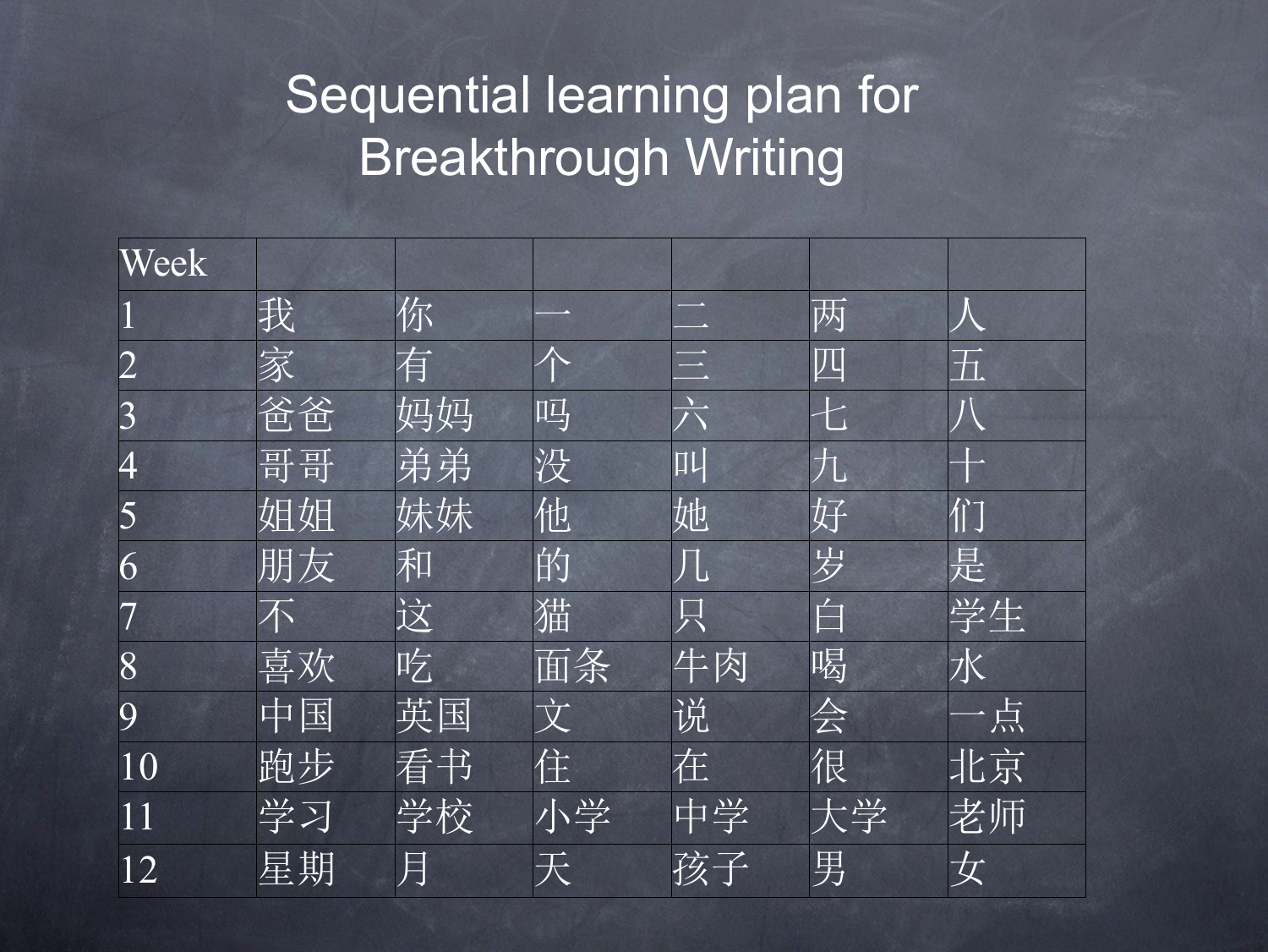# Sequential learning plan for Breakthrough Writing

| Week | | | | | | |
|---|---|---|---|---|---|---|
| 1 | 我 | 你 | 一 | 二 | 两 | 人 |
| 2 | 家 | 有 | 个 | 三 | 四 | 五 |
| 3 | 爸爸 | 妈妈 | 吗 | 六 | 七 | 八 |
| 4 | 哥哥 | 弟弟 | 没 | 叫 | 九 | 十 |
| 5 | 姐姐 | 妹妹 | 他 | 她 | 好 | 们 |
| 6 | 朋友 | 和 | 的 | 几 | 岁 | 是 |
| 7 | 不 | 这 | 猫 | 只 | 白 | 学生 |
| 8 | 喜欢 | 吃 | 面条 | 牛肉 | 喝 | 水 |
| 9 | 中国 | 英国 | 文 | 说 | 会 | 一点 |
| 10 | 跑步 | 看书 | 住 | 在 | 很 | 北京 |
| 11 | 学习 | 学校 | 小学 | 中学 | 大学 | 老师 |
| 12 | 星期 | 月 | 天 | 孩子 | 男 | 女 |